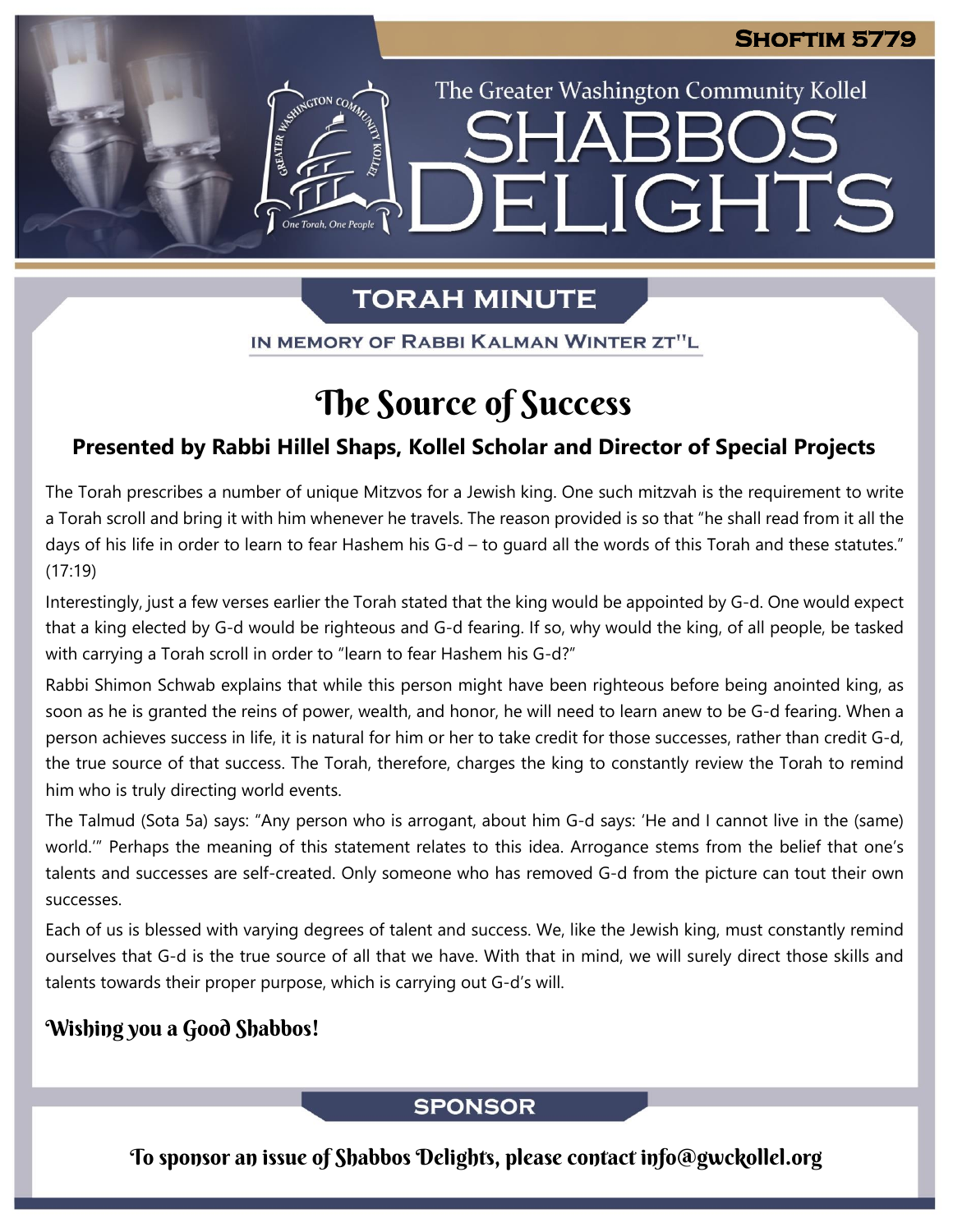# Shoftim 5779

The Greater Washington Community Kollel

# SHABBOS DELIGHTS

## TORAH MINUTE

IN MEMORY OF RABBI KALMAN WINTER ZT"L

# The Source of Success

### Presented by Rabbi Hillel Shaps, Kollel Scholar and Director of Special Projects

The Torah prescribes a number of unique Mitzvos for a Jewish king. One such mitzvah is the requirement to write a Torah scroll and bring it with him whenever he travels. The reason provided is so that "he shall read from it all the days of his life in order to learn to fear Hashem his G-d – to guard all the words of this Torah and these statutes." (17:19)

Interestingly, just a few verses earlier the Torah stated that the king would be appointed by G-d. One would expect that a king elected by G-d would be righteous and G-d fearing. If so, why would the king, of all people, be tasked with carrying a Torah scroll in order to "learn to fear Hashem his G-d?"

Rabbi Shimon Schwab explains that while this person might have been righteous before being anointed king, as soon as he is granted the reins of power, wealth, and honor, he will need to learn anew to be G-d fearing. When a person achieves success in life, it is natural for him or her to take credit for those successes, rather than credit G-d, the true source of that success. The Torah, therefore, charges the king to constantly review the Torah to remind him who is truly directing world events.

The Talmud (Sota 5a) says: "Any person who is arrogant, about him G-d says: 'He and I cannot live in the (same) world.'" Perhaps the meaning of this statement relates to this idea. Arrogance stems from the belief that one's talents and successes are self-created. Only someone who has removed G-d from the picture can tout their own successes.

Each of us is blessed with varying degrees of talent and success. We, like the Jewish king, must constantly remind ourselves that G-d is the true source of all that we have. With that in mind, we will surely direct those skills and talents towards their proper purpose, which is carrying out G-d's will.

**Wishing you a Good Shabbos!**

## SPONSOR

To sponsor an issue of Shabbos Delights, please contact info@gwckollel.org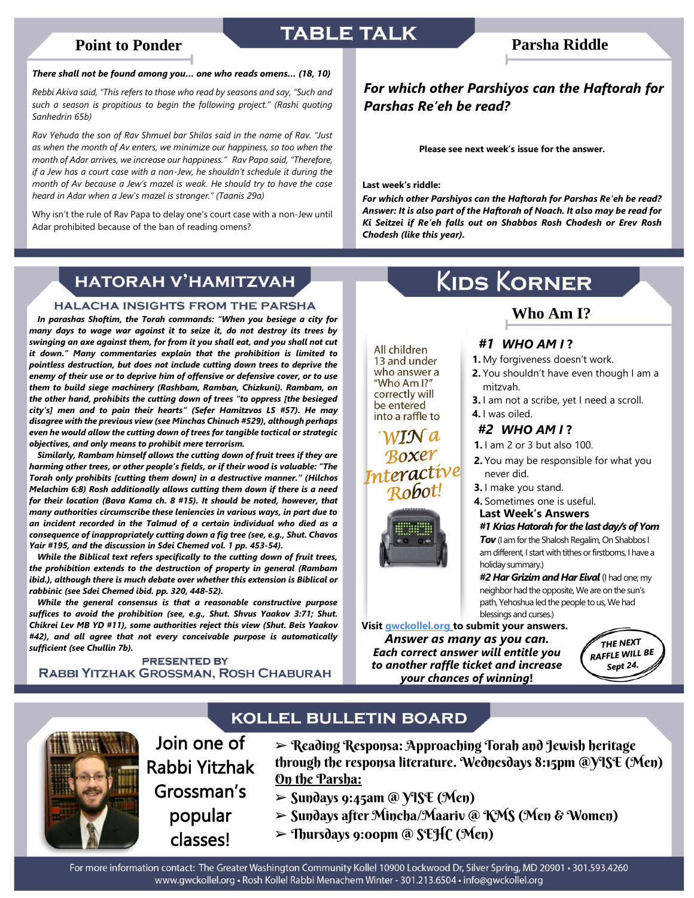# TABLE TALK

## Point to Ponder

***There shall not be found among you… one who reads omens… (18, 10)***

*Rebbi Akiva said, "This refers to those who read by seasons and say, "Such and such a season is propitious to begin the following project." (Rashi quoting Sanhedrin 65b)*

*Rav Yehuda the son of Rav Shmuel bar Shilas said in the name of Rav. "Just as when the month of Av enters, we minimize our happiness, so too when the month of Adar arrives, we increase our happiness." Rav Papa said, "Therefore, if a Jew has a court case with a non-Jew, he shouldn't schedule it during the month of Av because a Jew's mazel is weak. He should try to have the case heard in Adar when a Jew's mazel is stronger." (Taanis 29a)*

Why isn't the rule of Rav Papa to delay one's court case with a non-Jew until Adar prohibited because of the ban of reading omens?

## Parsha Riddle

***For which other Parshiyos can the Haftorah for Parshas Re'eh be read?***

**Please see next week's issue for the answer.**

**Last week's riddle:**

***For which other Parshiyos can the Haftorah for Parshas Re'eh be read? Answer: It is also part of the Haftorah of Noach. It also may be read for Ki Seitzei if Re'eh falls out on Shabbos Rosh Chodesh or Erev Rosh Chodesh (like this year).***

# HATORAH V'HAMITZVAH

## HALACHA INSIGHTS FROM THE PARSHA

***In parashas Shoftim, the Torah commands: "When you besiege a city for many days to wage war against it to seize it, do not destroy its trees by swinging an axe against them, for from it you shall eat, and you shall not cut it down." Many commentaries explain that the prohibition is limited to pointless destruction, but does not include cutting down trees to deprive the enemy of their use or to deprive him of offensive or defensive cover, or to use them to build siege machinery (Rashbam, Ramban, Chizkuni). Rambam, on the other hand, prohibits the cutting down of trees "to oppress [the besieged city's] men and to pain their hearts" (Sefer Hamitzvos LS #57). He may disagree with the previous view (see Minchas Chinuch #529), although perhaps even he would allow the cutting down of trees for tangible tactical or strategic objectives, and only means to prohibit mere terrorism.***

***Similarly, Rambam himself allows the cutting down of fruit trees if they are harming other trees, or other people's fields, or if their wood is valuable: "The Torah only prohibits [cutting them down] in a destructive manner." (Hilchos Melachim 6:8) Rosh additionally allows cutting them down if there is a need for their location (Bava Kama ch. 8 #15). It should be noted, however, that many authorities circumscribe these leniencies in various ways, in part due to an incident recorded in the Talmud of a certain individual who died as a consequence of inappropriately cutting down a fig tree (see, e.g., Shut. Chavos Yair #195, and the discussion in Sdei Chemed vol. 1 pp. 453-54).***

***While the Biblical text refers specifically to the cutting down of fruit trees, the prohibition extends to the destruction of property in general (Rambam ibid.), although there is much debate over whether this extension is Biblical or rabbinic (see Sdei Chemed ibid. pp. 320, 448-52).***

***While the general consensus is that a reasonable constructive purpose suffices to avoid the prohibition (see, e.g., Shut. Shvus Yaakov 3:71; Shut. Chikrei Lev MB YD #11), some authorities reject this view (Shut. Beis Yaakov #42), and all agree that not every conceivable purpose is automatically sufficient (see Chullin 7b).***

PRESENTED BY
RABBI YITZHAK GROSSMAN, ROSH CHABURAH

# KIDS KORNER

## Who Am I?

All children 13 and under who answer a "Who Am I?" correctly will be entered into a raffle to

*WIN a Boxer Interactive Robot!*

### *#1 WHO AM I?*

1. My forgiveness doesn't work.
2. You shouldn't have even though I am a mitzvah.
3. I am not a scribe, yet I need a scroll.
4. I was oiled.

### *#2 WHO AM I?*

1. I am 2 or 3 but also 100.
2. You may be responsible for what you never did.
3. I make you stand.
4. Sometimes one is useful.

**Last Week's Answers**

***#1 Krias Hatorah for the last day/s of Yom Tov*** (I am for the Shalosh Regalim, On Shabbos I am different, I start with tithes or firstborns, I have a holiday summary.)

***#2 Har Grizim and Har Eival*** (I had one; my neighbor had the opposite, We are on the sun's path, Yehoshua led the people to us, We had blessings and curses.)

**Visit gwckollel.org to submit your answers.**

***Answer as many as you can. Each correct answer will entitle you to another raffle ticket and increase your chances of winning!***

***THE NEXT RAFFLE WILL BE Sept 24.***

# KOLLEL BULLETIN BOARD

Join one of Rabbi Yitzhak Grossman's popular classes!

- Reading Responsa: Approaching Torah and Jewish heritage through the responsa literature. Wednesdays 8:15pm @YISE (Men)

On the Parsha:

- Sundays 9:45am @ YISE (Men)
- Sundays after Mincha/Maariv @ KMS (Men & Women)
- Thursdays 9:00pm @ SEHC (Men)

For more information contact: The Greater Washington Community Kollel 10900 Lockwood Dr, Silver Spring, MD 20901 • 301.593.4260
www.gwckollel.org • Rosh Kollel Rabbi Menachem Winter - 301.213.6504 • info@gwckollel.org